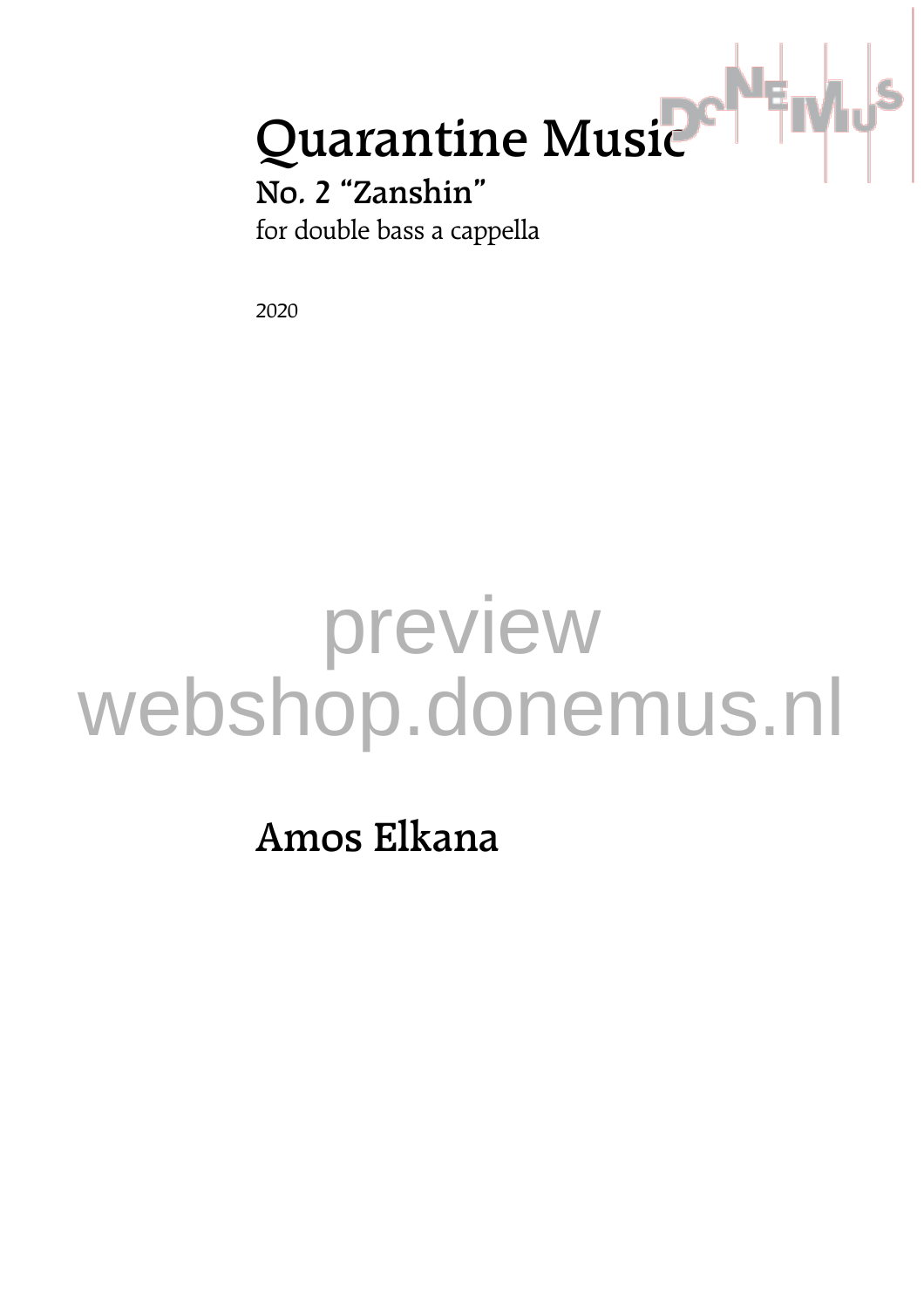# Quarantine Music

## No. 2 “Zanshin”

for double bass a cappella

2020

preview
webshop.donemus.nl

**Amos Elkana**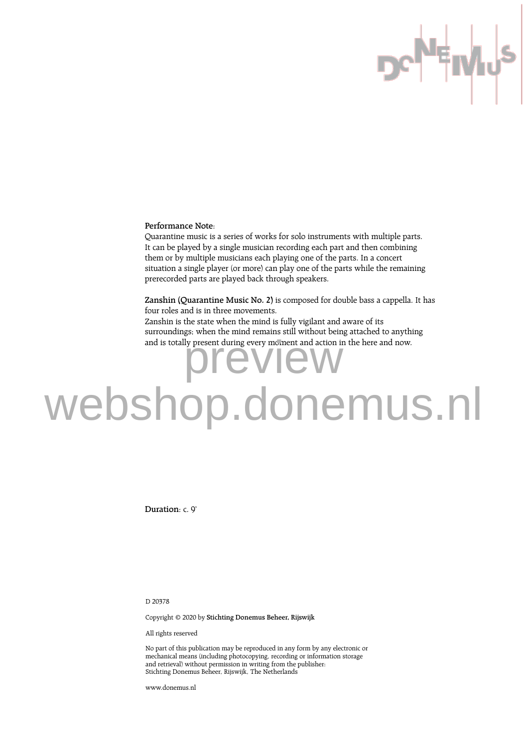**Performance Note**:
Quarantine music is a series of works for solo instruments with multiple parts. It can be played by a single musician recording each part and then combining them or by multiple musicians each playing one of the parts. In a concert situation a single player (or more) can play one of the parts while the remaining prerecorded parts are played back through speakers.

**Zanshin (Quarantine Music No. 2)** is composed for double bass a cappella. It has four roles and is in three movements.
Zanshin is the state when the mind is fully vigilant and aware of its surroundings; when the mind remains still without being attached to anything and is totally present during every moment and action in the here and now.

**Duration**: c. 9'

D 20378

Copyright © 2020 by **Stichting Donemus Beheer, Rijswijk**

All rights reserved

No part of this publication may be reproduced in any form by any electronic or mechanical means (including photocopying, recording or information storage and retrieval) without permission in writing from the publisher:
Stichting Donemus Beheer, Rijswijk, The Netherlands

www.donemus.nl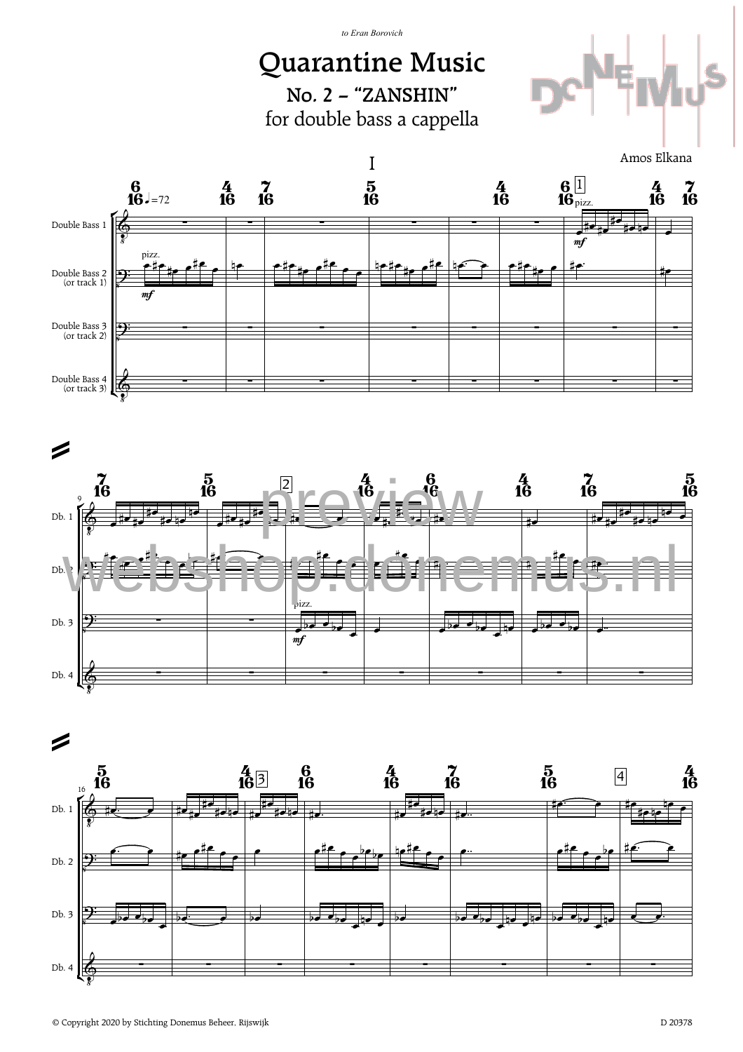*to Eran Borovich*

# Quarantine Music

## No. 2 – "ZANSHIN"

### for double bass a cappella

Amos Elkana

I

© Copyright 2020 by Stichting Donemus Beheer, Rijswijk

D 20378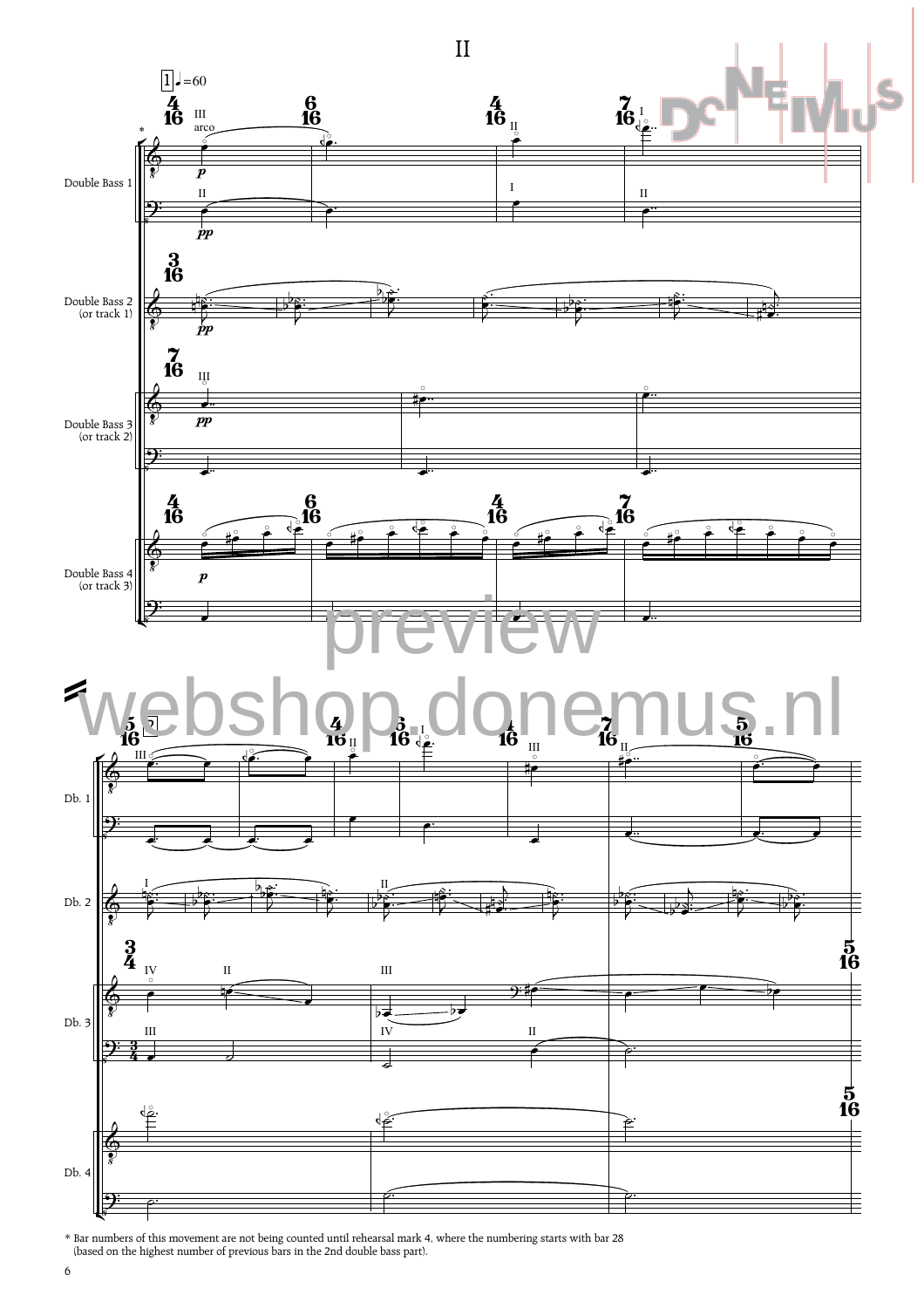# II

Double Bass 1

Double Bass 2 (or track 1)

Double Bass 3 (or track 2)

Double Bass 4 (or track 3)

\* Bar numbers of this movement are not being counted until rehearsal mark 4, where the numbering starts with bar 28 (based on the highest number of previous bars in the 2nd double bass part).